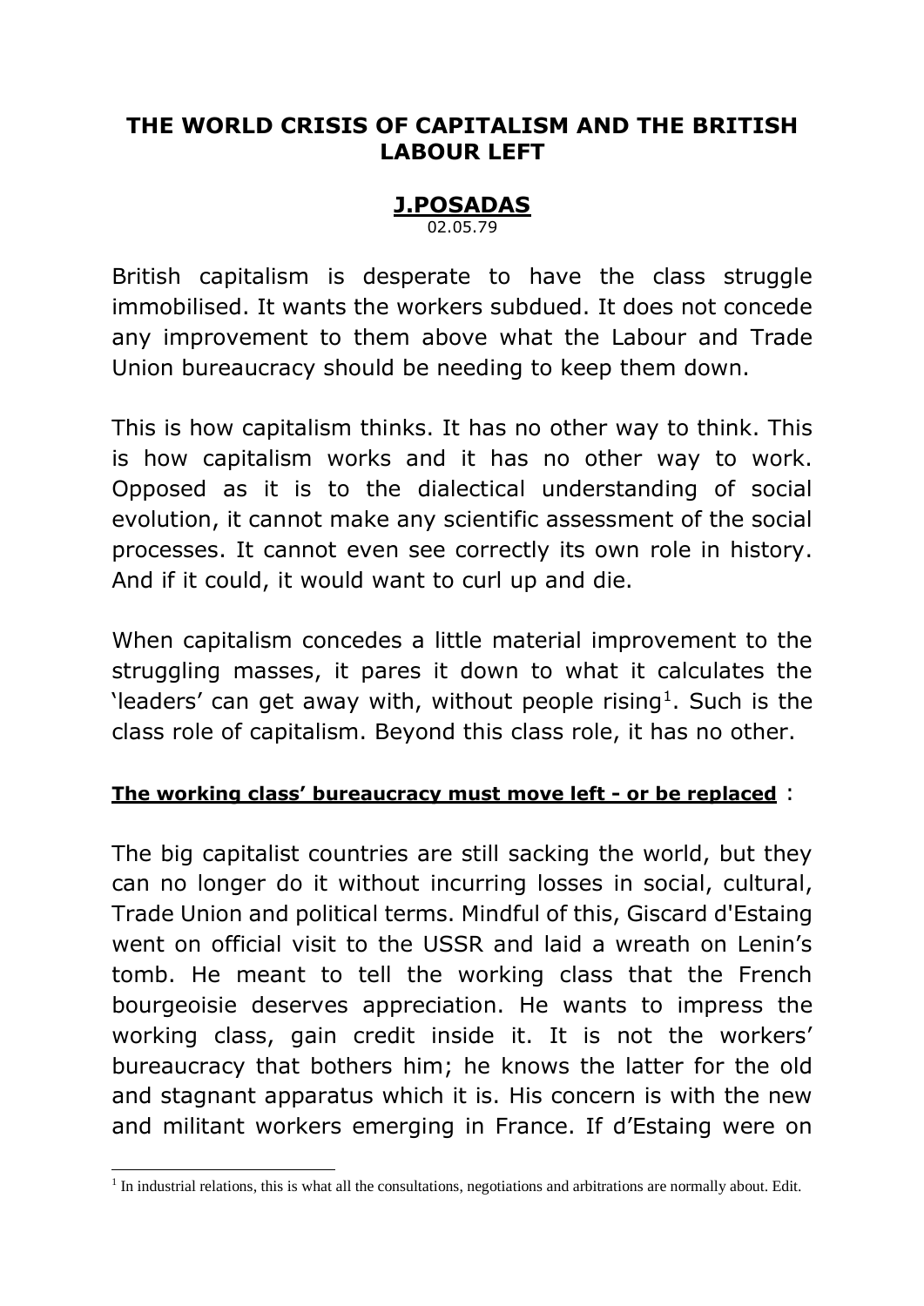# THE WORLD CRISIS OF CAPITALISM AND THE BRITISH LABOUR LEFT

**J.POSADAS**

02.05.79

British capitalism is desperate to have the class struggle immobilised. It wants the workers subdued. It does not concede any improvement to them above what the Labour and Trade Union bureaucracy should be needing to keep them down.

This is how capitalism thinks. It has no other way to think. This is how capitalism works and it has no other way to work. Opposed as it is to the dialectical understanding of social evolution, it cannot make any scientific assessment of the social processes. It cannot even see correctly its own role in history. And if it could, it would want to curl up and die.

When capitalism concedes a little material improvement to the struggling masses, it pares it down to what it calculates the 'leaders' can get away with, without people rising[1]. Such is the class role of capitalism. Beyond this class role, it has no other.

**The working class' bureaucracy must move left - or be replaced** :

The big capitalist countries are still sacking the world, but they can no longer do it without incurring losses in social, cultural, Trade Union and political terms. Mindful of this, Giscard d'Estaing went on official visit to the USSR and laid a wreath on Lenin's tomb. He meant to tell the working class that the French bourgeoisie deserves appreciation. He wants to impress the working class, gain credit inside it. It is not the workers' bureaucracy that bothers him; he knows the latter for the old and stagnant apparatus which it is. His concern is with the new and militant workers emerging in France. If d'Estaing were on

[1] In industrial relations, this is what all the consultations, negotiations and arbitrations are normally about. Edit.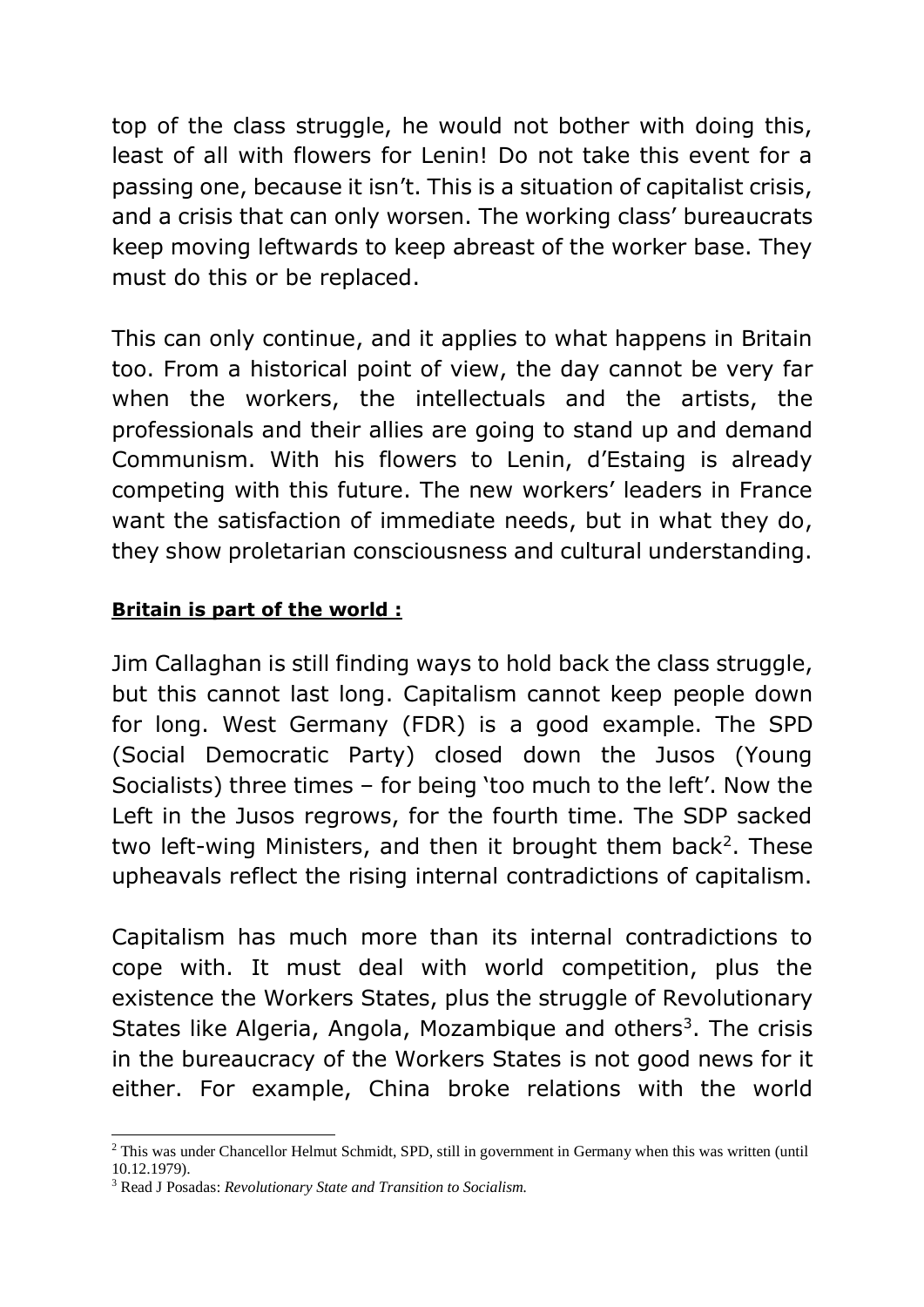top of the class struggle, he would not bother with doing this, least of all with flowers for Lenin! Do not take this event for a passing one, because it isn't. This is a situation of capitalist crisis, and a crisis that can only worsen. The working class' bureaucrats keep moving leftwards to keep abreast of the worker base. They must do this or be replaced.

This can only continue, and it applies to what happens in Britain too. From a historical point of view, the day cannot be very far when the workers, the intellectuals and the artists, the professionals and their allies are going to stand up and demand Communism. With his flowers to Lenin, d'Estaing is already competing with this future. The new workers' leaders in France want the satisfaction of immediate needs, but in what they do, they show proletarian consciousness and cultural understanding.

**Britain is part of the world :**

Jim Callaghan is still finding ways to hold back the class struggle, but this cannot last long. Capitalism cannot keep people down for long. West Germany (FDR) is a good example. The SPD (Social Democratic Party) closed down the Jusos (Young Socialists) three times – for being 'too much to the left'. Now the Left in the Jusos regrows, for the fourth time. The SDP sacked two left-wing Ministers, and then it brought them back[2]. These upheavals reflect the rising internal contradictions of capitalism.

Capitalism has much more than its internal contradictions to cope with. It must deal with world competition, plus the existence the Workers States, plus the struggle of Revolutionary States like Algeria, Angola, Mozambique and others[3]. The crisis in the bureaucracy of the Workers States is not good news for it either. For example, China broke relations with the world

---

[2] This was under Chancellor Helmut Schmidt, SPD, still in government in Germany when this was written (until 10.12.1979).

[3] Read J Posadas: *Revolutionary State and Transition to Socialism.*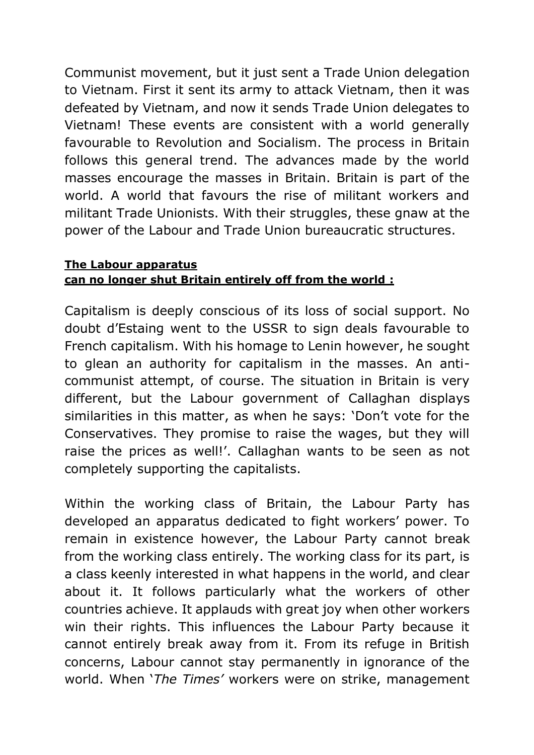Communist movement, but it just sent a Trade Union delegation to Vietnam. First it sent its army to attack Vietnam, then it was defeated by Vietnam, and now it sends Trade Union delegates to Vietnam! These events are consistent with a world generally favourable to Revolution and Socialism. The process in Britain follows this general trend. The advances made by the world masses encourage the masses in Britain. Britain is part of the world. A world that favours the rise of militant workers and militant Trade Unionists. With their struggles, these gnaw at the power of the Labour and Trade Union bureaucratic structures.

**The Labour apparatus can no longer shut Britain entirely off from the world :**

Capitalism is deeply conscious of its loss of social support. No doubt d'Estaing went to the USSR to sign deals favourable to French capitalism. With his homage to Lenin however, he sought to glean an authority for capitalism in the masses. An anti-communist attempt, of course. The situation in Britain is very different, but the Labour government of Callaghan displays similarities in this matter, as when he says: 'Don't vote for the Conservatives. They promise to raise the wages, but they will raise the prices as well!'. Callaghan wants to be seen as not completely supporting the capitalists.

Within the working class of Britain, the Labour Party has developed an apparatus dedicated to fight workers' power. To remain in existence however, the Labour Party cannot break from the working class entirely. The working class for its part, is a class keenly interested in what happens in the world, and clear about it. It follows particularly what the workers of other countries achieve. It applauds with great joy when other workers win their rights. This influences the Labour Party because it cannot entirely break away from it. From its refuge in British concerns, Labour cannot stay permanently in ignorance of the world. When '*The Times*' workers were on strike, management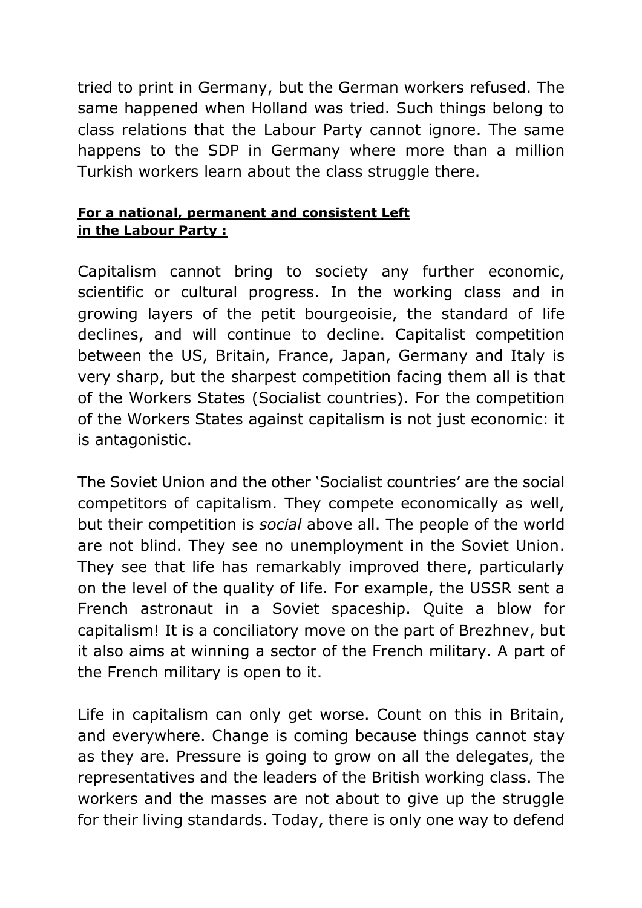tried to print in Germany, but the German workers refused. The same happened when Holland was tried. Such things belong to class relations that the Labour Party cannot ignore. The same happens to the SDP in Germany where more than a million Turkish workers learn about the class struggle there.

**For a national, permanent and consistent Left in the Labour Party :**

Capitalism cannot bring to society any further economic, scientific or cultural progress. In the working class and in growing layers of the petit bourgeoisie, the standard of life declines, and will continue to decline. Capitalist competition between the US, Britain, France, Japan, Germany and Italy is very sharp, but the sharpest competition facing them all is that of the Workers States (Socialist countries). For the competition of the Workers States against capitalism is not just economic: it is antagonistic.

The Soviet Union and the other 'Socialist countries' are the social competitors of capitalism. They compete economically as well, but their competition is *social* above all. The people of the world are not blind. They see no unemployment in the Soviet Union. They see that life has remarkably improved there, particularly on the level of the quality of life. For example, the USSR sent a French astronaut in a Soviet spaceship. Quite a blow for capitalism! It is a conciliatory move on the part of Brezhnev, but it also aims at winning a sector of the French military. A part of the French military is open to it.

Life in capitalism can only get worse. Count on this in Britain, and everywhere. Change is coming because things cannot stay as they are. Pressure is going to grow on all the delegates, the representatives and the leaders of the British working class. The workers and the masses are not about to give up the struggle for their living standards. Today, there is only one way to defend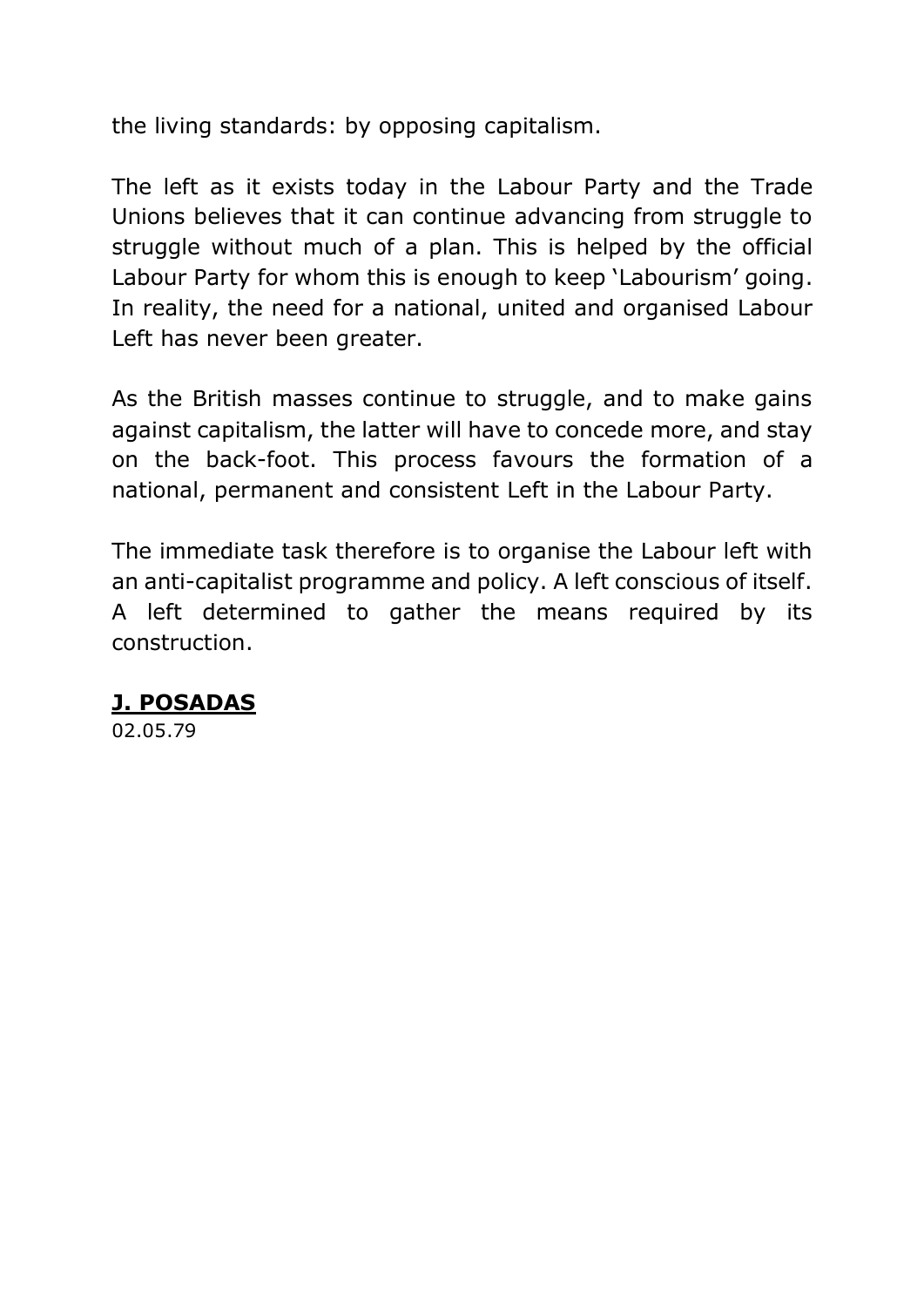the living standards: by opposing capitalism.

The left as it exists today in the Labour Party and the Trade Unions believes that it can continue advancing from struggle to struggle without much of a plan. This is helped by the official Labour Party for whom this is enough to keep 'Labourism' going. In reality, the need for a national, united and organised Labour Left has never been greater.

As the British masses continue to struggle, and to make gains against capitalism, the latter will have to concede more, and stay on the back-foot. This process favours the formation of a national, permanent and consistent Left in the Labour Party.

The immediate task therefore is to organise the Labour left with an anti-capitalist programme and policy. A left conscious of itself. A left determined to gather the means required by its construction.

**J. POSADAS**
02.05.79